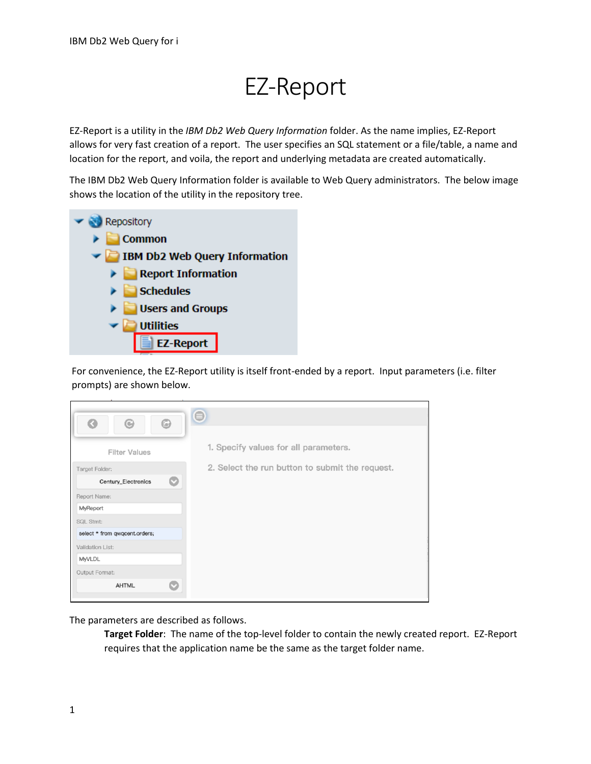# EZ-Report

EZ-Report is a utility in the *IBM Db2 Web Query Information* folder. As the name implies, EZ-Report allows for very fast creation of a report. The user specifies an SQL statement or a file/table, a name and location for the report, and voila, the report and underlying metadata are created automatically.

The IBM Db2 Web Query Information folder is available to Web Query administrators. The below image shows the location of the utility in the repository tree.

For convenience, the EZ-Report utility is itself front-ended by a report. Input parameters (i.e. filter prompts) are shown below.

The parameters are described as follows.

**Target Folder**: The name of the top-level folder to contain the newly created report. EZ-Report requires that the application name be the same as the target folder name.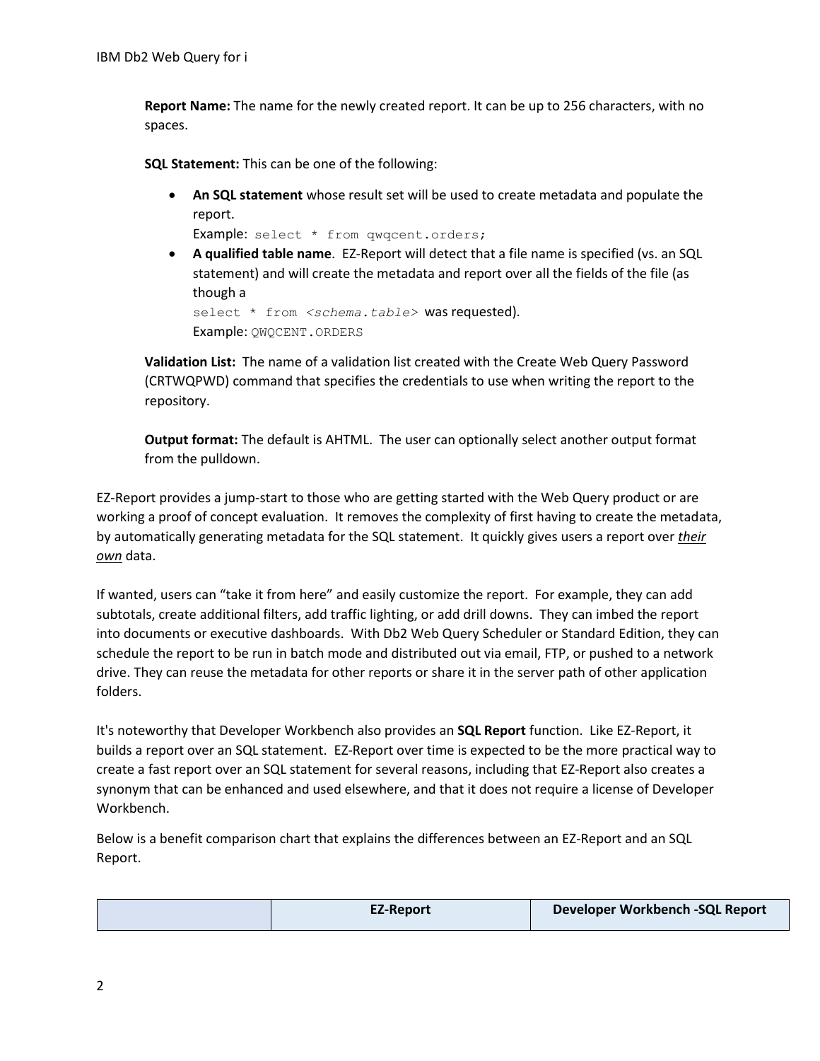**Report Name:** The name for the newly created report. It can be up to 256 characters, with no spaces.

**SQL Statement:** This can be one of the following:

- **An SQL statement** whose result set will be used to create metadata and populate the report.
  Example: `select * from qwqcent.orders;`
- **A qualified table name**. EZ-Report will detect that a file name is specified (vs. an SQL statement) and will create the metadata and report over all the fields of the file (as though a `select * from <schema.table>` was requested).
  Example: `QWQCENT.ORDERS`

**Validation List:** The name of a validation list created with the Create Web Query Password (CRTWQPWD) command that specifies the credentials to use when writing the report to the repository.

**Output format:** The default is AHTML. The user can optionally select another output format from the pulldown.

EZ-Report provides a jump-start to those who are getting started with the Web Query product or are working a proof of concept evaluation. It removes the complexity of first having to create the metadata, by automatically generating metadata for the SQL statement. It quickly gives users a report over ***their own*** data.

If wanted, users can "take it from here" and easily customize the report. For example, they can add subtotals, create additional filters, add traffic lighting, or add drill downs. They can imbed the report into documents or executive dashboards. With Db2 Web Query Scheduler or Standard Edition, they can schedule the report to be run in batch mode and distributed out via email, FTP, or pushed to a network drive. They can reuse the metadata for other reports or share it in the server path of other application folders.

It's noteworthy that Developer Workbench also provides an **SQL Report** function. Like EZ-Report, it builds a report over an SQL statement. EZ-Report over time is expected to be the more practical way to create a fast report over an SQL statement for several reasons, including that EZ-Report also creates a synonym that can be enhanced and used elsewhere, and that it does not require a license of Developer Workbench.

Below is a benefit comparison chart that explains the differences between an EZ-Report and an SQL Report.

| | EZ-Report | Developer Workbench -SQL Report |
|---|---|---|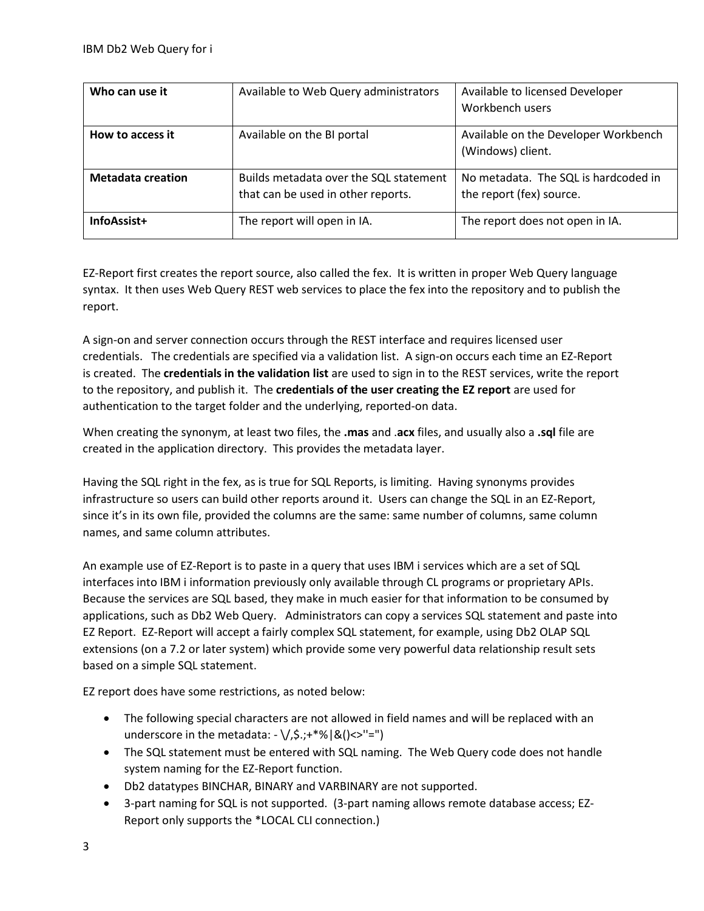| Who can use it | Available to Web Query administrators | Available to licensed Developer Workbench users |
|---|---|---|
| **How to access it** | Available on the BI portal | Available on the Developer Workbench (Windows) client. |
| **Metadata creation** | Builds metadata over the SQL statement that can be used in other reports. | No metadata. The SQL is hardcoded in the report (fex) source. |
| **InfoAssist+** | The report will open in IA. | The report does not open in IA. |

EZ-Report first creates the report source, also called the fex. It is written in proper Web Query language syntax. It then uses Web Query REST web services to place the fex into the repository and to publish the report.

A sign-on and server connection occurs through the REST interface and requires licensed user credentials. The credentials are specified via a validation list. A sign-on occurs each time an EZ-Report is created. The **credentials in the validation list** are used to sign in to the REST services, write the report to the repository, and publish it. The **credentials of the user creating the EZ report** are used for authentication to the target folder and the underlying, reported-on data.

When creating the synonym, at least two files, the **.mas** and .**acx** files, and usually also a **.sql** file are created in the application directory. This provides the metadata layer.

Having the SQL right in the fex, as is true for SQL Reports, is limiting. Having synonyms provides infrastructure so users can build other reports around it. Users can change the SQL in an EZ-Report, since it's in its own file, provided the columns are the same: same number of columns, same column names, and same column attributes.

An example use of EZ-Report is to paste in a query that uses IBM i services which are a set of SQL interfaces into IBM i information previously only available through CL programs or proprietary APIs. Because the services are SQL based, they make in much easier for that information to be consumed by applications, such as Db2 Web Query. Administrators can copy a services SQL statement and paste into EZ Report. EZ-Report will accept a fairly complex SQL statement, for example, using Db2 OLAP SQL extensions (on a 7.2 or later system) which provide some very powerful data relationship result sets based on a simple SQL statement.

EZ report does have some restrictions, as noted below:

- The following special characters are not allowed in field names and will be replaced with an underscore in the metadata: - \/,$.;+*%|&()<>''=")
- The SQL statement must be entered with SQL naming. The Web Query code does not handle system naming for the EZ-Report function.
- Db2 datatypes BINCHAR, BINARY and VARBINARY are not supported.
- 3-part naming for SQL is not supported. (3-part naming allows remote database access; EZ-Report only supports the *LOCAL CLI connection.)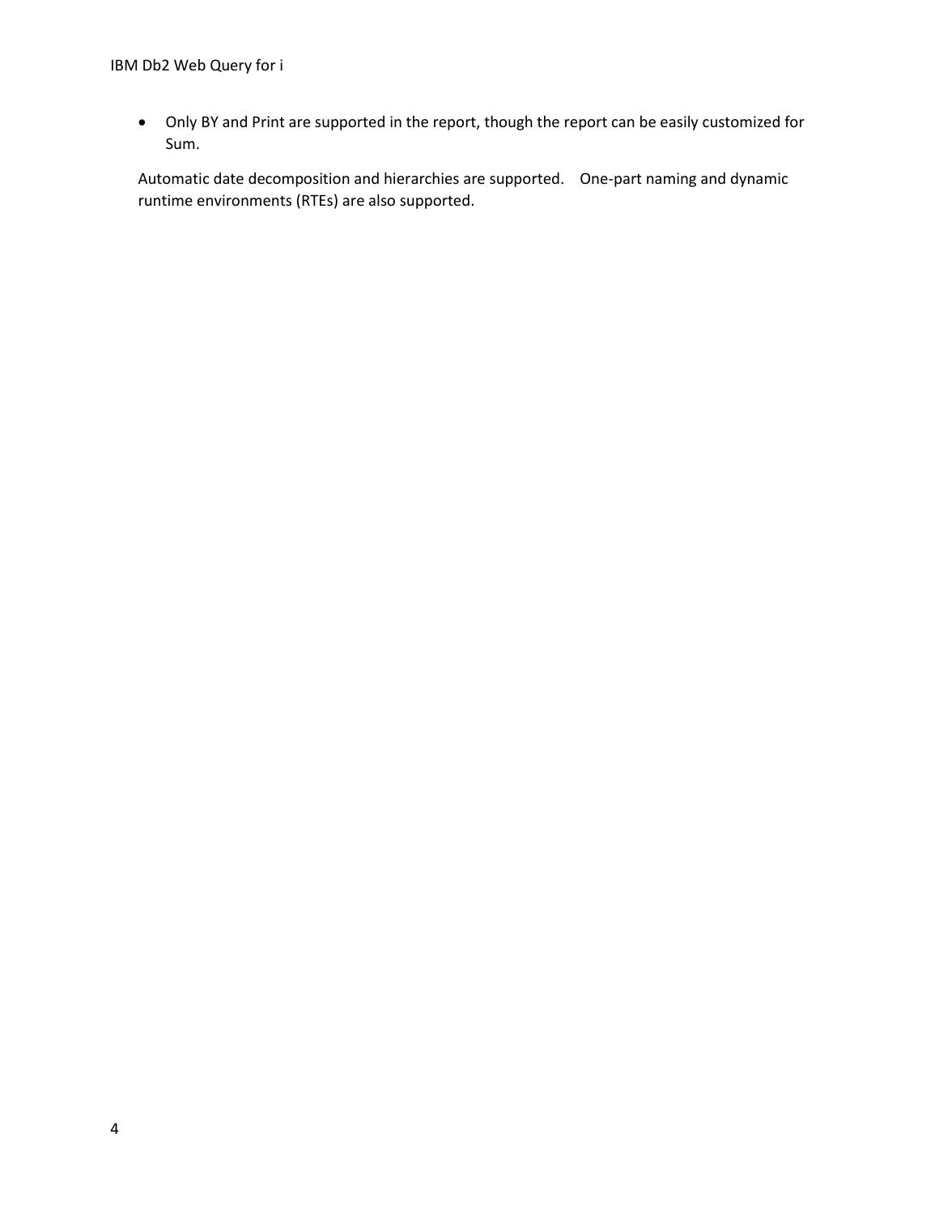- Only BY and Print are supported in the report, though the report can be easily customized for Sum.

Automatic date decomposition and hierarchies are supported. One-part naming and dynamic runtime environments (RTEs) are also supported.